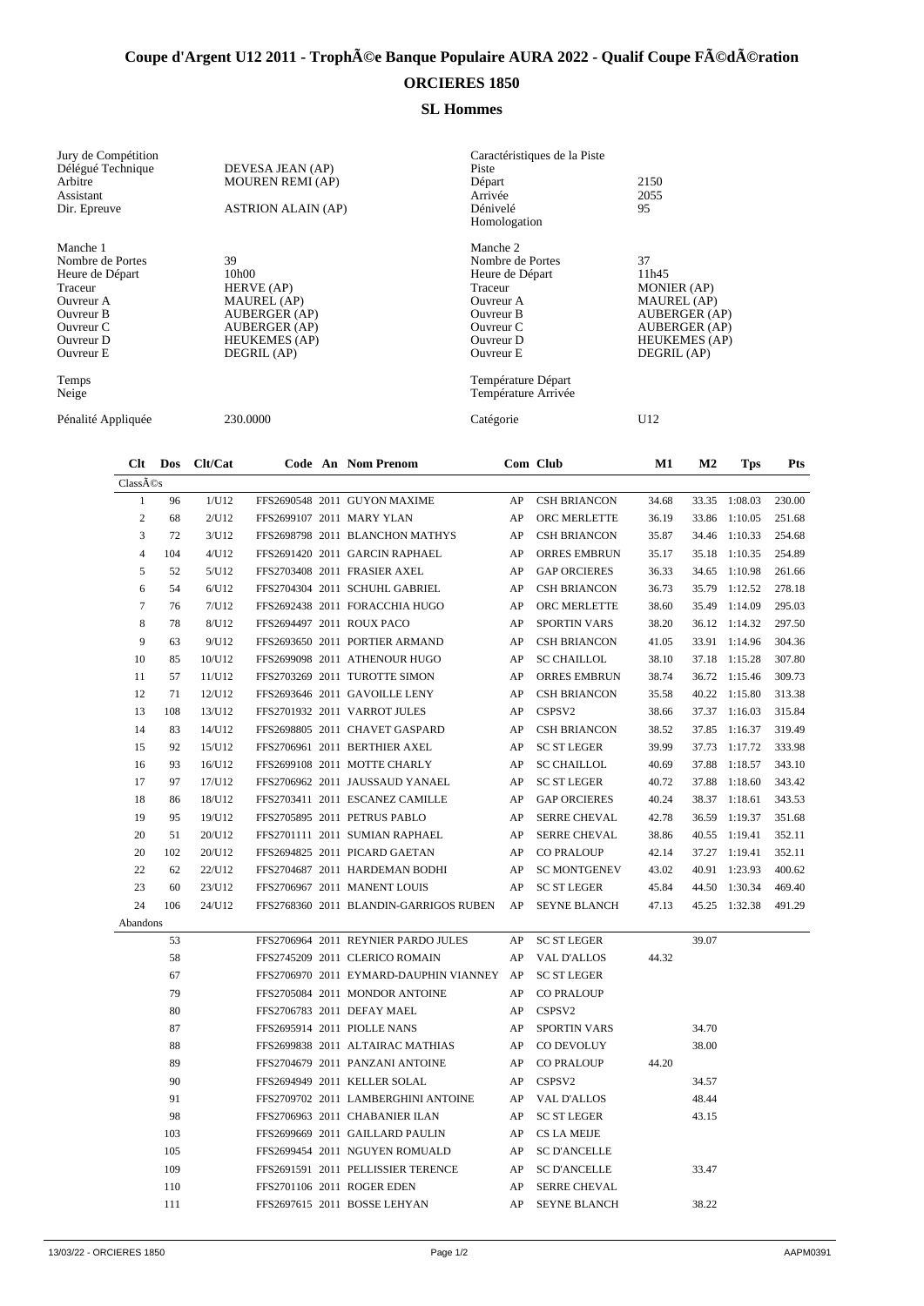# Coupe d'Argent U12 2011 - TrophÃ©e Banque Populaire AURA 2022 - Qualif Coupe FÃ©dÃ©ration

## ORCIERES 1850

### SL Hommes

| Jury de Compétition | | Caractéristiques de la Piste | |
|---|---|---|---|
| Délégué Technique | DEVESA JEAN (AP) | Piste | |
| Arbitre | MOUREN REMI (AP) | Départ | 2150 |
| Assistant | | Arrivée | 2055 |
| Dir. Epreuve | ASTRION ALAIN (AP) | Dénivelé | 95 |
| | | Homologation | |

| Manche 1 | | Manche 2 | |
|---|---|---|---|
| Nombre de Portes | 39 | Nombre de Portes | 37 |
| Heure de Départ | 10h00 | Heure de Départ | 11h45 |
| Traceur | HERVE (AP) | Traceur | MONIER (AP) |
| Ouvreur A | MAUREL (AP) | Ouvreur A | MAUREL (AP) |
| Ouvreur B | AUBERGER (AP) | Ouvreur B | AUBERGER (AP) |
| Ouvreur C | AUBERGER (AP) | Ouvreur C | AUBERGER (AP) |
| Ouvreur D | HEUKEMES (AP) | Ouvreur D | HEUKEMES (AP) |
| Ouvreur E | DEGRIL (AP) | Ouvreur E | DEGRIL (AP) |

| | | | |
|---|---|---|---|
| Temps | | Température Départ | |
| Neige | | Température Arrivée | |
| Pénalité Appliquée | 230.0000 | Catégorie | U12 |

| Clt | Dos | Clt/Cat | Code | An | Nom Prenom | Com | Club | M1 | M2 | Tps | Pts |
|---|---|---|---|---|---|---|---|---|---|---|---|
| ClassÃ©s | | | | | | | | | | | |
| 1 | 96 | 1/U12 | FFS2690548 | 2011 | GUYON MAXIME | AP | CSH BRIANCON | 34.68 | 33.35 | 1:08.03 | 230.00 |
| 2 | 68 | 2/U12 | FFS2699107 | 2011 | MARY YLAN | AP | ORC MERLETTE | 36.19 | 33.86 | 1:10.05 | 251.68 |
| 3 | 72 | 3/U12 | FFS2698798 | 2011 | BLANCHON MATHYS | AP | CSH BRIANCON | 35.87 | 34.46 | 1:10.33 | 254.68 |
| 4 | 104 | 4/U12 | FFS2691420 | 2011 | GARCIN RAPHAEL | AP | ORRES EMBRUN | 35.17 | 35.18 | 1:10.35 | 254.89 |
| 5 | 52 | 5/U12 | FFS2703408 | 2011 | FRASIER AXEL | AP | GAP ORCIERES | 36.33 | 34.65 | 1:10.98 | 261.66 |
| 6 | 54 | 6/U12 | FFS2704304 | 2011 | SCHUHL GABRIEL | AP | CSH BRIANCON | 36.73 | 35.79 | 1:12.52 | 278.18 |
| 7 | 76 | 7/U12 | FFS2692438 | 2011 | FORACCHIA HUGO | AP | ORC MERLETTE | 38.60 | 35.49 | 1:14.09 | 295.03 |
| 8 | 78 | 8/U12 | FFS2694497 | 2011 | ROUX PACO | AP | SPORTIN VARS | 38.20 | 36.12 | 1:14.32 | 297.50 |
| 9 | 63 | 9/U12 | FFS2693650 | 2011 | PORTIER ARMAND | AP | CSH BRIANCON | 41.05 | 33.91 | 1:14.96 | 304.36 |
| 10 | 85 | 10/U12 | FFS2699098 | 2011 | ATHENOUR HUGO | AP | SC CHAILLOL | 38.10 | 37.18 | 1:15.28 | 307.80 |
| 11 | 57 | 11/U12 | FFS2703269 | 2011 | TUROTTE SIMON | AP | ORRES EMBRUN | 38.74 | 36.72 | 1:15.46 | 309.73 |
| 12 | 71 | 12/U12 | FFS2693646 | 2011 | GAVOILLE LENY | AP | CSH BRIANCON | 35.58 | 40.22 | 1:15.80 | 313.38 |
| 13 | 108 | 13/U12 | FFS2701932 | 2011 | VARROT JULES | AP | CSPSV2 | 38.66 | 37.37 | 1:16.03 | 315.84 |
| 14 | 83 | 14/U12 | FFS2698805 | 2011 | CHAVET GASPARD | AP | CSH BRIANCON | 38.52 | 37.85 | 1:16.37 | 319.49 |
| 15 | 92 | 15/U12 | FFS2706961 | 2011 | BERTHIER AXEL | AP | SC ST LEGER | 39.99 | 37.73 | 1:17.72 | 333.98 |
| 16 | 93 | 16/U12 | FFS2699108 | 2011 | MOTTE CHARLY | AP | SC CHAILLOL | 40.69 | 37.88 | 1:18.57 | 343.10 |
| 17 | 97 | 17/U12 | FFS2706962 | 2011 | JAUSSAUD YANAEL | AP | SC ST LEGER | 40.72 | 37.88 | 1:18.60 | 343.42 |
| 18 | 86 | 18/U12 | FFS2703411 | 2011 | ESCANEZ CAMILLE | AP | GAP ORCIERES | 40.24 | 38.37 | 1:18.61 | 343.53 |
| 19 | 95 | 19/U12 | FFS2705895 | 2011 | PETRUS PABLO | AP | SERRE CHEVAL | 42.78 | 36.59 | 1:19.37 | 351.68 |
| 20 | 51 | 20/U12 | FFS2701111 | 2011 | SUMIAN RAPHAEL | AP | SERRE CHEVAL | 38.86 | 40.55 | 1:19.41 | 352.11 |
| 20 | 102 | 20/U12 | FFS2694825 | 2011 | PICARD GAETAN | AP | CO PRALOUP | 42.14 | 37.27 | 1:19.41 | 352.11 |
| 22 | 62 | 22/U12 | FFS2704687 | 2011 | HARDEMAN BODHI | AP | SC MONTGENEV | 43.02 | 40.91 | 1:23.93 | 400.62 |
| 23 | 60 | 23/U12 | FFS2706967 | 2011 | MANENT LOUIS | AP | SC ST LEGER | 45.84 | 44.50 | 1:30.34 | 469.40 |
| 24 | 106 | 24/U12 | FFS2768360 | 2011 | BLANDIN-GARRIGOS RUBEN | AP | SEYNE BLANCH | 47.13 | 45.25 | 1:32.38 | 491.29 |
| Abandons | | | | | | | | | | | |
| | 53 | | FFS2706964 | 2011 | REYNIER PARDO JULES | AP | SC ST LEGER | | 39.07 | | |
| | 58 | | FFS2745209 | 2011 | CLERICO ROMAIN | AP | VAL D'ALLOS | 44.32 | | | |
| | 67 | | FFS2706970 | 2011 | EYMARD-DAUPHIN VIANNEY | AP | SC ST LEGER | | | | |
| | 79 | | FFS2705084 | 2011 | MONDOR ANTOINE | AP | CO PRALOUP | | | | |
| | 80 | | FFS2706783 | 2011 | DEFAY MAEL | AP | CSPSV2 | | | | |
| | 87 | | FFS2695914 | 2011 | PIOLLE NANS | AP | SPORTIN VARS | | 34.70 | | |
| | 88 | | FFS2699838 | 2011 | ALTAIRAC MATHIAS | AP | CO DEVOLUY | | 38.00 | | |
| | 89 | | FFS2704679 | 2011 | PANZANI ANTOINE | AP | CO PRALOUP | 44.20 | | | |
| | 90 | | FFS2694949 | 2011 | KELLER SOLAL | AP | CSPSV2 | | 34.57 | | |
| | 91 | | FFS2709702 | 2011 | LAMBERGHINI ANTOINE | AP | VAL D'ALLOS | | 48.44 | | |
| | 98 | | FFS2706963 | 2011 | CHABANIER ILAN | AP | SC ST LEGER | | 43.15 | | |
| | 103 | | FFS2699669 | 2011 | GAILLARD PAULIN | AP | CS LA MEIJE | | | | |
| | 105 | | FFS2699454 | 2011 | NGUYEN ROMUALD | AP | SC D'ANCELLE | | | | |
| | 109 | | FFS2691591 | 2011 | PELLISSIER TERENCE | AP | SC D'ANCELLE | | 33.47 | | |
| | 110 | | FFS2701106 | 2011 | ROGER EDEN | AP | SERRE CHEVAL | | | | |
| | 111 | | FFS2697615 | 2011 | BOSSE LEHYAN | AP | SEYNE BLANCH | | 38.22 | | |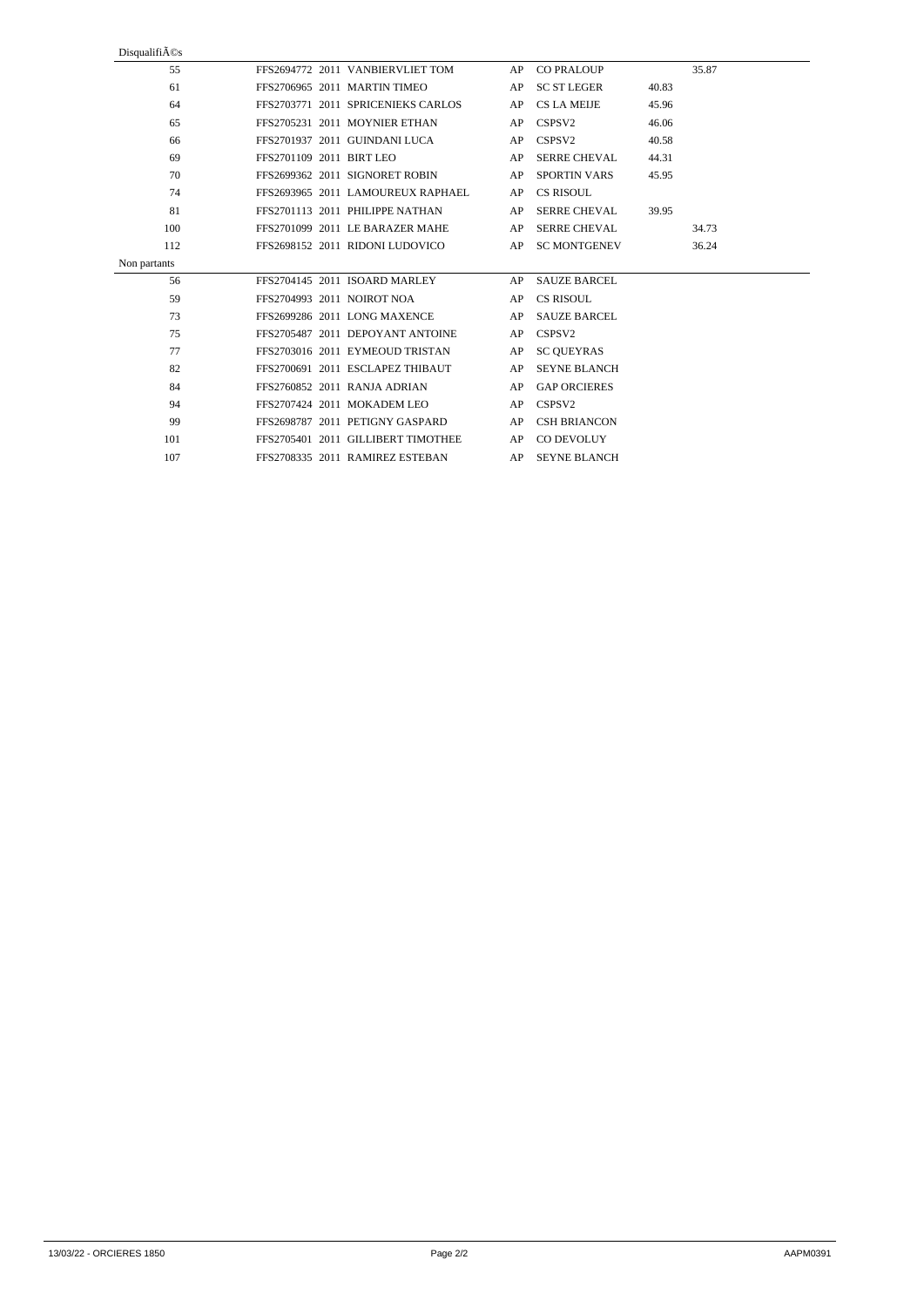Disqualifiés

| | | | | | | | | |
|---|---|---|---|---|---|---|---|---|
| 55 | FFS2694772 | 2011 | VANBIERVLIET TOM | AP | CO PRALOUP | | 35.87 |
| 61 | FFS2706965 | 2011 | MARTIN TIMEO | AP | SC ST LEGER | 40.83 | |
| 64 | FFS2703771 | 2011 | SPRICENIEKS CARLOS | AP | CS LA MEIJE | 45.96 | |
| 65 | FFS2705231 | 2011 | MOYNIER ETHAN | AP | CSPSV2 | 46.06 | |
| 66 | FFS2701937 | 2011 | GUINDANI LUCA | AP | CSPSV2 | 40.58 | |
| 69 | FFS2701109 | 2011 | BIRT LEO | AP | SERRE CHEVAL | 44.31 | |
| 70 | FFS2699362 | 2011 | SIGNORET ROBIN | AP | SPORTIN VARS | 45.95 | |
| 74 | FFS2693965 | 2011 | LAMOUREUX RAPHAEL | AP | CS RISOUL | | |
| 81 | FFS2701113 | 2011 | PHILIPPE NATHAN | AP | SERRE CHEVAL | 39.95 | |
| 100 | FFS2701099 | 2011 | LE BARAZER MAHE | AP | SERRE CHEVAL | | 34.73 |
| 112 | FFS2698152 | 2011 | RIDONI LUDOVICO | AP | SC MONTGENEV | | 36.24 |

Non partants

| | | | | | |
|---|---|---|---|---|---|
| 56 | FFS2704145 | 2011 | ISOARD MARLEY | AP | SAUZE BARCEL |
| 59 | FFS2704993 | 2011 | NOIROT NOA | AP | CS RISOUL |
| 73 | FFS2699286 | 2011 | LONG MAXENCE | AP | SAUZE BARCEL |
| 75 | FFS2705487 | 2011 | DEPOYANT ANTOINE | AP | CSPSV2 |
| 77 | FFS2703016 | 2011 | EYMEOUD TRISTAN | AP | SC QUEYRAS |
| 82 | FFS2700691 | 2011 | ESCLAPEZ THIBAUT | AP | SEYNE BLANCH |
| 84 | FFS2760852 | 2011 | RANJA ADRIAN | AP | GAP ORCIERES |
| 94 | FFS2707424 | 2011 | MOKADEM LEO | AP | CSPSV2 |
| 99 | FFS2698787 | 2011 | PETIGNY GASPARD | AP | CSH BRIANCON |
| 101 | FFS2705401 | 2011 | GILLIBERT TIMOTHEE | AP | CO DEVOLUY |
| 107 | FFS2708335 | 2011 | RAMIREZ ESTEBAN | AP | SEYNE BLANCH |

13/03/22 - ORCIERES 1850 AAPM0391